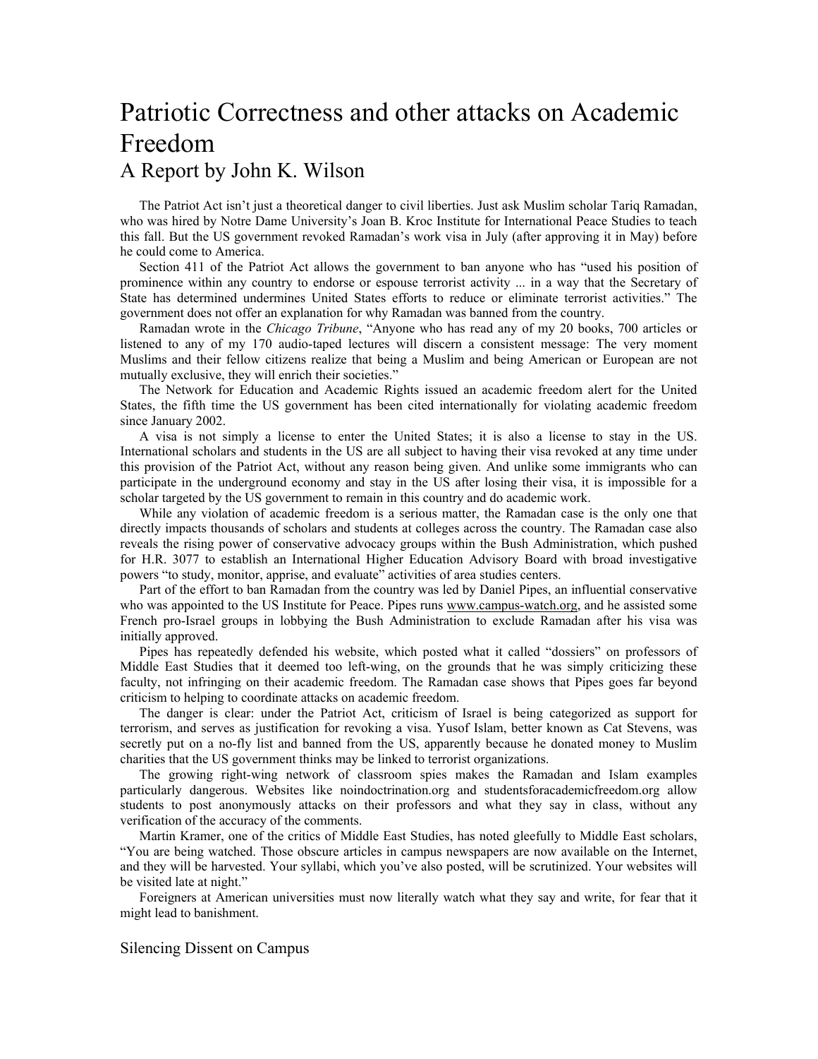# Patriotic Correctness and other attacks on Academic Freedom

## A Report by John K. Wilson

The Patriot Act isn't just a theoretical danger to civil liberties. Just ask Muslim scholar Tariq Ramadan, who was hired by Notre Dame University's Joan B. Kroc Institute for International Peace Studies to teach this fall. But the US government revoked Ramadan's work visa in July (after approving it in May) before he could come to America.

Section 411 of the Patriot Act allows the government to ban anyone who has "used his position of prominence within any country to endorse or espouse terrorist activity ... in a way that the Secretary of State has determined undermines United States efforts to reduce or eliminate terrorist activities." The government does not offer an explanation for why Ramadan was banned from the country.

Ramadan wrote in the *Chicago Tribune*, "Anyone who has read any of my 20 books, 700 articles or listened to any of my 170 audio-taped lectures will discern a consistent message: The very moment Muslims and their fellow citizens realize that being a Muslim and being American or European are not mutually exclusive, they will enrich their societies."

The Network for Education and Academic Rights issued an academic freedom alert for the United States, the fifth time the US government has been cited internationally for violating academic freedom since January 2002.

A visa is not simply a license to enter the United States; it is also a license to stay in the US. International scholars and students in the US are all subject to having their visa revoked at any time under this provision of the Patriot Act, without any reason being given. And unlike some immigrants who can participate in the underground economy and stay in the US after losing their visa, it is impossible for a scholar targeted by the US government to remain in this country and do academic work.

While any violation of academic freedom is a serious matter, the Ramadan case is the only one that directly impacts thousands of scholars and students at colleges across the country. The Ramadan case also reveals the rising power of conservative advocacy groups within the Bush Administration, which pushed for H.R. 3077 to establish an International Higher Education Advisory Board with broad investigative powers "to study, monitor, apprise, and evaluate" activities of area studies centers.

Part of the effort to ban Ramadan from the country was led by Daniel Pipes, an influential conservative who was appointed to the US Institute for Peace. Pipes runs www.campus-watch.org, and he assisted some French pro-Israel groups in lobbying the Bush Administration to exclude Ramadan after his visa was initially approved.

Pipes has repeatedly defended his website, which posted what it called "dossiers" on professors of Middle East Studies that it deemed too left-wing, on the grounds that he was simply criticizing these faculty, not infringing on their academic freedom. The Ramadan case shows that Pipes goes far beyond criticism to helping to coordinate attacks on academic freedom.

The danger is clear: under the Patriot Act, criticism of Israel is being categorized as support for terrorism, and serves as justification for revoking a visa. Yusof Islam, better known as Cat Stevens, was secretly put on a no-fly list and banned from the US, apparently because he donated money to Muslim charities that the US government thinks may be linked to terrorist organizations.

The growing right-wing network of classroom spies makes the Ramadan and Islam examples particularly dangerous. Websites like noindoctrination.org and studentsforacademicfreedom.org allow students to post anonymously attacks on their professors and what they say in class, without any verification of the accuracy of the comments.

Martin Kramer, one of the critics of Middle East Studies, has noted gleefully to Middle East scholars, "You are being watched. Those obscure articles in campus newspapers are now available on the Internet, and they will be harvested. Your syllabi, which you've also posted, will be scrutinized. Your websites will be visited late at night."

Foreigners at American universities must now literally watch what they say and write, for fear that it might lead to banishment.

### Silencing Dissent on Campus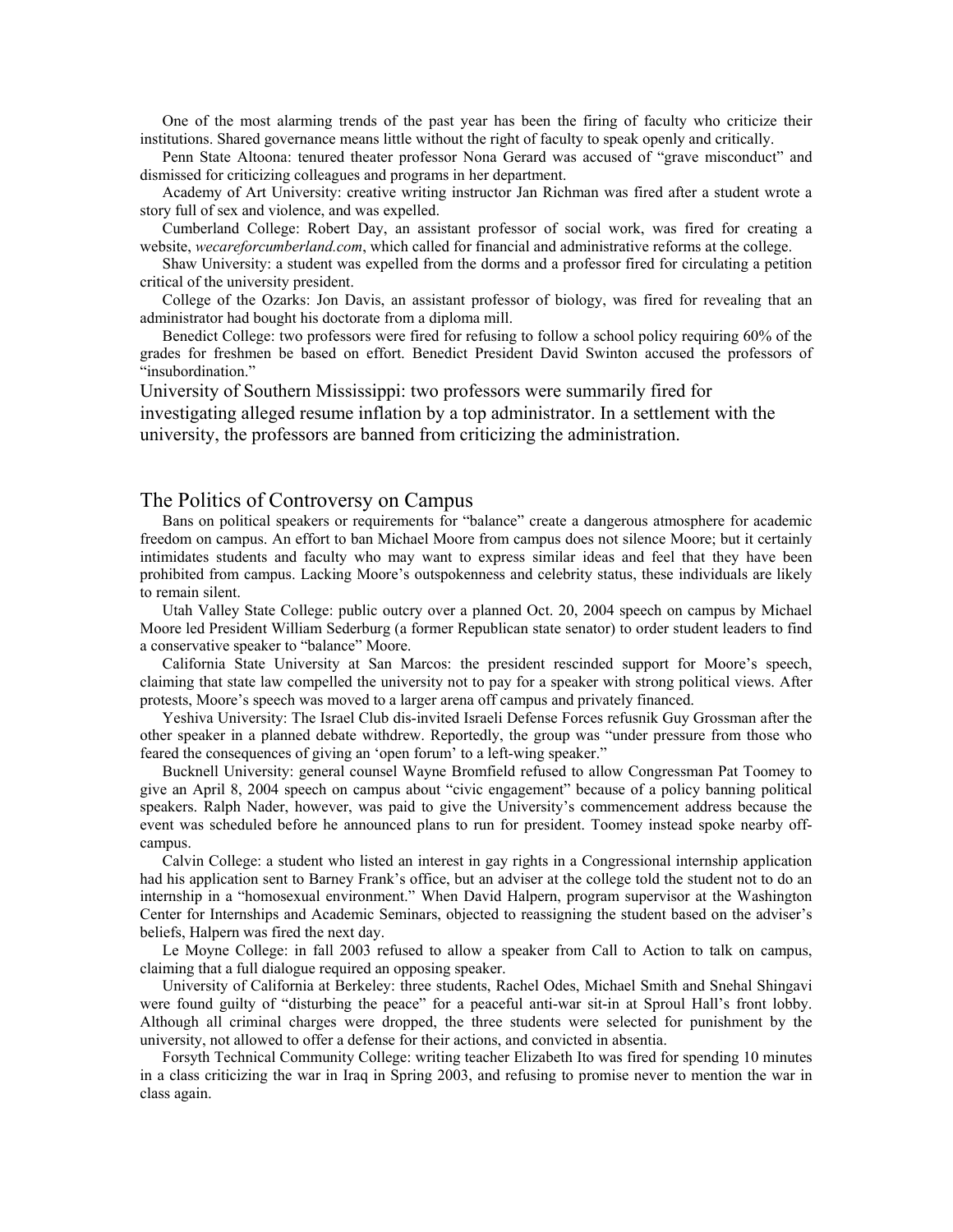One of the most alarming trends of the past year has been the firing of faculty who criticize their institutions. Shared governance means little without the right of faculty to speak openly and critically.

Penn State Altoona: tenured theater professor Nona Gerard was accused of "grave misconduct" and dismissed for criticizing colleagues and programs in her department.

Academy of Art University: creative writing instructor Jan Richman was fired after a student wrote a story full of sex and violence, and was expelled.

Cumberland College: Robert Day, an assistant professor of social work, was fired for creating a website, *wecareforcumberland.com*, which called for financial and administrative reforms at the college.

Shaw University: a student was expelled from the dorms and a professor fired for circulating a petition critical of the university president.

College of the Ozarks: Jon Davis, an assistant professor of biology, was fired for revealing that an administrator had bought his doctorate from a diploma mill.

Benedict College: two professors were fired for refusing to follow a school policy requiring 60% of the grades for freshmen be based on effort. Benedict President David Swinton accused the professors of "insubordination."

University of Southern Mississippi: two professors were summarily fired for investigating alleged resume inflation by a top administrator. In a settlement with the university, the professors are banned from criticizing the administration.

## The Politics of Controversy on Campus

Bans on political speakers or requirements for "balance" create a dangerous atmosphere for academic freedom on campus. An effort to ban Michael Moore from campus does not silence Moore; but it certainly intimidates students and faculty who may want to express similar ideas and feel that they have been prohibited from campus. Lacking Moore's outspokenness and celebrity status, these individuals are likely to remain silent.

Utah Valley State College: public outcry over a planned Oct. 20, 2004 speech on campus by Michael Moore led President William Sederburg (a former Republican state senator) to order student leaders to find a conservative speaker to "balance" Moore.

California State University at San Marcos: the president rescinded support for Moore's speech, claiming that state law compelled the university not to pay for a speaker with strong political views. After protests, Moore's speech was moved to a larger arena off campus and privately financed.

Yeshiva University: The Israel Club dis-invited Israeli Defense Forces refusnik Guy Grossman after the other speaker in a planned debate withdrew. Reportedly, the group was "under pressure from those who feared the consequences of giving an 'open forum' to a left-wing speaker."

Bucknell University: general counsel Wayne Bromfield refused to allow Congressman Pat Toomey to give an April 8, 2004 speech on campus about "civic engagement" because of a policy banning political speakers. Ralph Nader, however, was paid to give the University's commencement address because the event was scheduled before he announced plans to run for president. Toomey instead spoke nearby off-campus.

Calvin College: a student who listed an interest in gay rights in a Congressional internship application had his application sent to Barney Frank's office, but an adviser at the college told the student not to do an internship in a "homosexual environment." When David Halpern, program supervisor at the Washington Center for Internships and Academic Seminars, objected to reassigning the student based on the adviser's beliefs, Halpern was fired the next day.

Le Moyne College: in fall 2003 refused to allow a speaker from Call to Action to talk on campus, claiming that a full dialogue required an opposing speaker.

University of California at Berkeley: three students, Rachel Odes, Michael Smith and Snehal Shingavi were found guilty of "disturbing the peace" for a peaceful anti-war sit-in at Sproul Hall's front lobby. Although all criminal charges were dropped, the three students were selected for punishment by the university, not allowed to offer a defense for their actions, and convicted in absentia.

Forsyth Technical Community College: writing teacher Elizabeth Ito was fired for spending 10 minutes in a class criticizing the war in Iraq in Spring 2003, and refusing to promise never to mention the war in class again.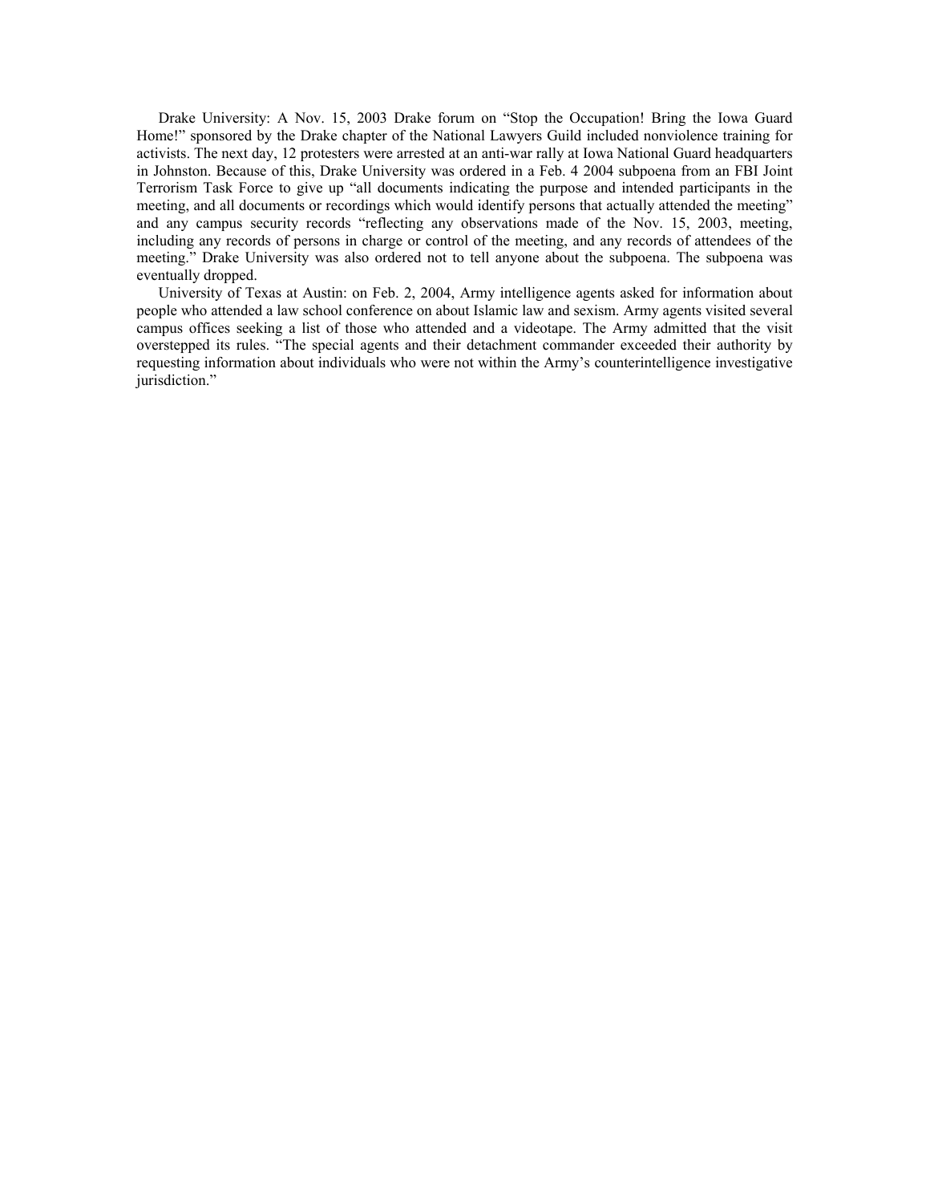Drake University: A Nov. 15, 2003 Drake forum on "Stop the Occupation! Bring the Iowa Guard Home!" sponsored by the Drake chapter of the National Lawyers Guild included nonviolence training for activists. The next day, 12 protesters were arrested at an anti-war rally at Iowa National Guard headquarters in Johnston. Because of this, Drake University was ordered in a Feb. 4 2004 subpoena from an FBI Joint Terrorism Task Force to give up "all documents indicating the purpose and intended participants in the meeting, and all documents or recordings which would identify persons that actually attended the meeting" and any campus security records "reflecting any observations made of the Nov. 15, 2003, meeting, including any records of persons in charge or control of the meeting, and any records of attendees of the meeting." Drake University was also ordered not to tell anyone about the subpoena. The subpoena was eventually dropped.

University of Texas at Austin: on Feb. 2, 2004, Army intelligence agents asked for information about people who attended a law school conference on about Islamic law and sexism. Army agents visited several campus offices seeking a list of those who attended and a videotape. The Army admitted that the visit overstepped its rules. "The special agents and their detachment commander exceeded their authority by requesting information about individuals who were not within the Army's counterintelligence investigative jurisdiction."